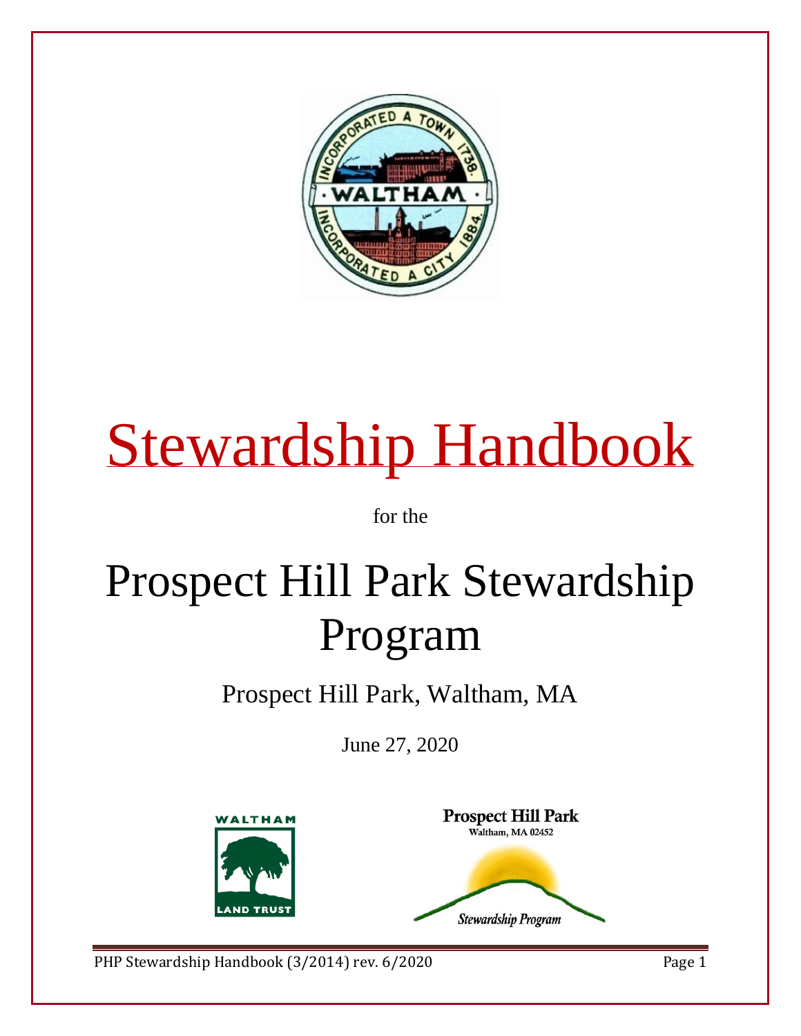# Stewardship Handbook

for the

# Prospect Hill Park Stewardship Program

Prospect Hill Park, Waltham, MA

June 27, 2020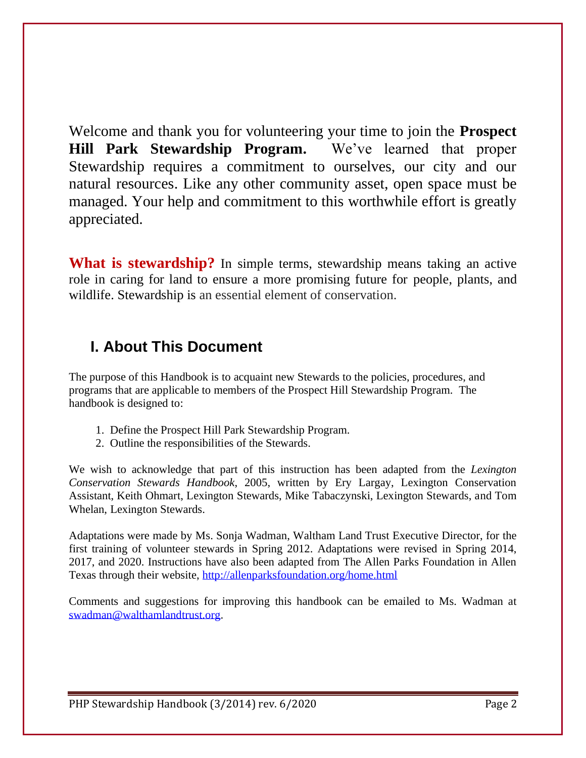Welcome and thank you for volunteering your time to join the **Prospect Hill Park Stewardship Program.** We've learned that proper Stewardship requires a commitment to ourselves, our city and our natural resources. Like any other community asset, open space must be managed. Your help and commitment to this worthwhile effort is greatly appreciated.

**What is stewardship?** In simple terms, stewardship means taking an active role in caring for land to ensure a more promising future for people, plants, and wildlife. Stewardship is an essential element of conservation.

## I. About This Document

The purpose of this Handbook is to acquaint new Stewards to the policies, procedures, and programs that are applicable to members of the Prospect Hill Stewardship Program. The handbook is designed to:

1. Define the Prospect Hill Park Stewardship Program.
2. Outline the responsibilities of the Stewards.

We wish to acknowledge that part of this instruction has been adapted from the *Lexington Conservation Stewards Handbook*, 2005, written by Ery Largay, Lexington Conservation Assistant, Keith Ohmart, Lexington Stewards, Mike Tabaczynski, Lexington Stewards, and Tom Whelan, Lexington Stewards.

Adaptations were made by Ms. Sonja Wadman, Waltham Land Trust Executive Director, for the first training of volunteer stewards in Spring 2012. Adaptations were revised in Spring 2014, 2017, and 2020. Instructions have also been adapted from The Allen Parks Foundation in Allen Texas through their website, http://allenparksfoundation.org/home.html

Comments and suggestions for improving this handbook can be emailed to Ms. Wadman at swadman@walthamlandtrust.org.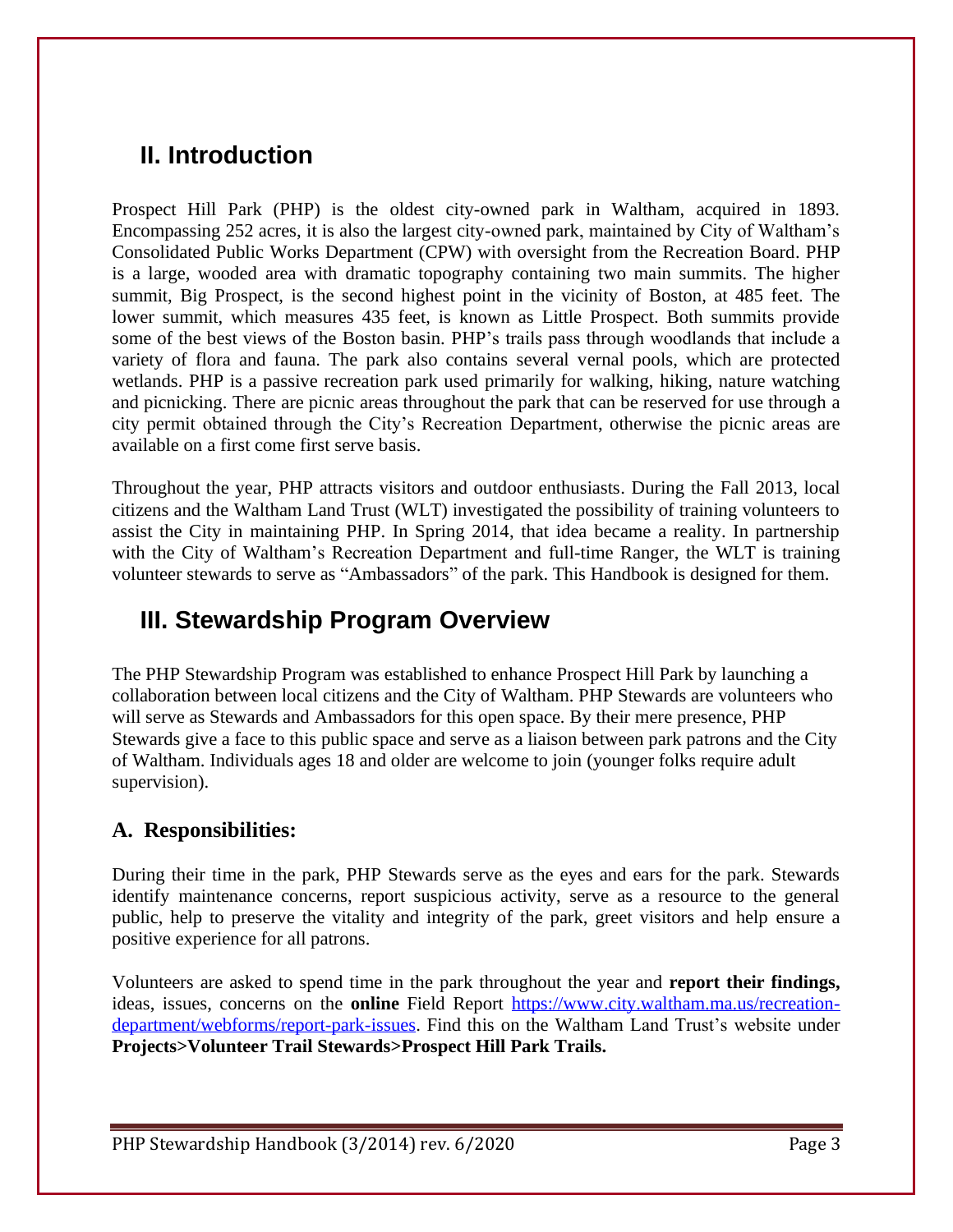## II. Introduction

Prospect Hill Park (PHP) is the oldest city-owned park in Waltham, acquired in 1893. Encompassing 252 acres, it is also the largest city-owned park, maintained by City of Waltham's Consolidated Public Works Department (CPW) with oversight from the Recreation Board. PHP is a large, wooded area with dramatic topography containing two main summits. The higher summit, Big Prospect, is the second highest point in the vicinity of Boston, at 485 feet. The lower summit, which measures 435 feet, is known as Little Prospect. Both summits provide some of the best views of the Boston basin. PHP's trails pass through woodlands that include a variety of flora and fauna. The park also contains several vernal pools, which are protected wetlands. PHP is a passive recreation park used primarily for walking, hiking, nature watching and picnicking. There are picnic areas throughout the park that can be reserved for use through a city permit obtained through the City's Recreation Department, otherwise the picnic areas are available on a first come first serve basis.

Throughout the year, PHP attracts visitors and outdoor enthusiasts. During the Fall 2013, local citizens and the Waltham Land Trust (WLT) investigated the possibility of training volunteers to assist the City in maintaining PHP. In Spring 2014, that idea became a reality. In partnership with the City of Waltham's Recreation Department and full-time Ranger, the WLT is training volunteer stewards to serve as "Ambassadors" of the park. This Handbook is designed for them.

## III. Stewardship Program Overview

The PHP Stewardship Program was established to enhance Prospect Hill Park by launching a collaboration between local citizens and the City of Waltham. PHP Stewards are volunteers who will serve as Stewards and Ambassadors for this open space. By their mere presence, PHP Stewards give a face to this public space and serve as a liaison between park patrons and the City of Waltham. Individuals ages 18 and older are welcome to join (younger folks require adult supervision).

### A. Responsibilities:

During their time in the park, PHP Stewards serve as the eyes and ears for the park. Stewards identify maintenance concerns, report suspicious activity, serve as a resource to the general public, help to preserve the vitality and integrity of the park, greet visitors and help ensure a positive experience for all patrons.

Volunteers are asked to spend time in the park throughout the year and **report their findings,** ideas, issues, concerns on the **online** Field Report [https://www.city.waltham.ma.us/recreation-department/webforms/report-park-issues](https://www.city.waltham.ma.us/recreation-department/webforms/report-park-issues). Find this on the Waltham Land Trust's website under **Projects>Volunteer Trail Stewards>Prospect Hill Park Trails.**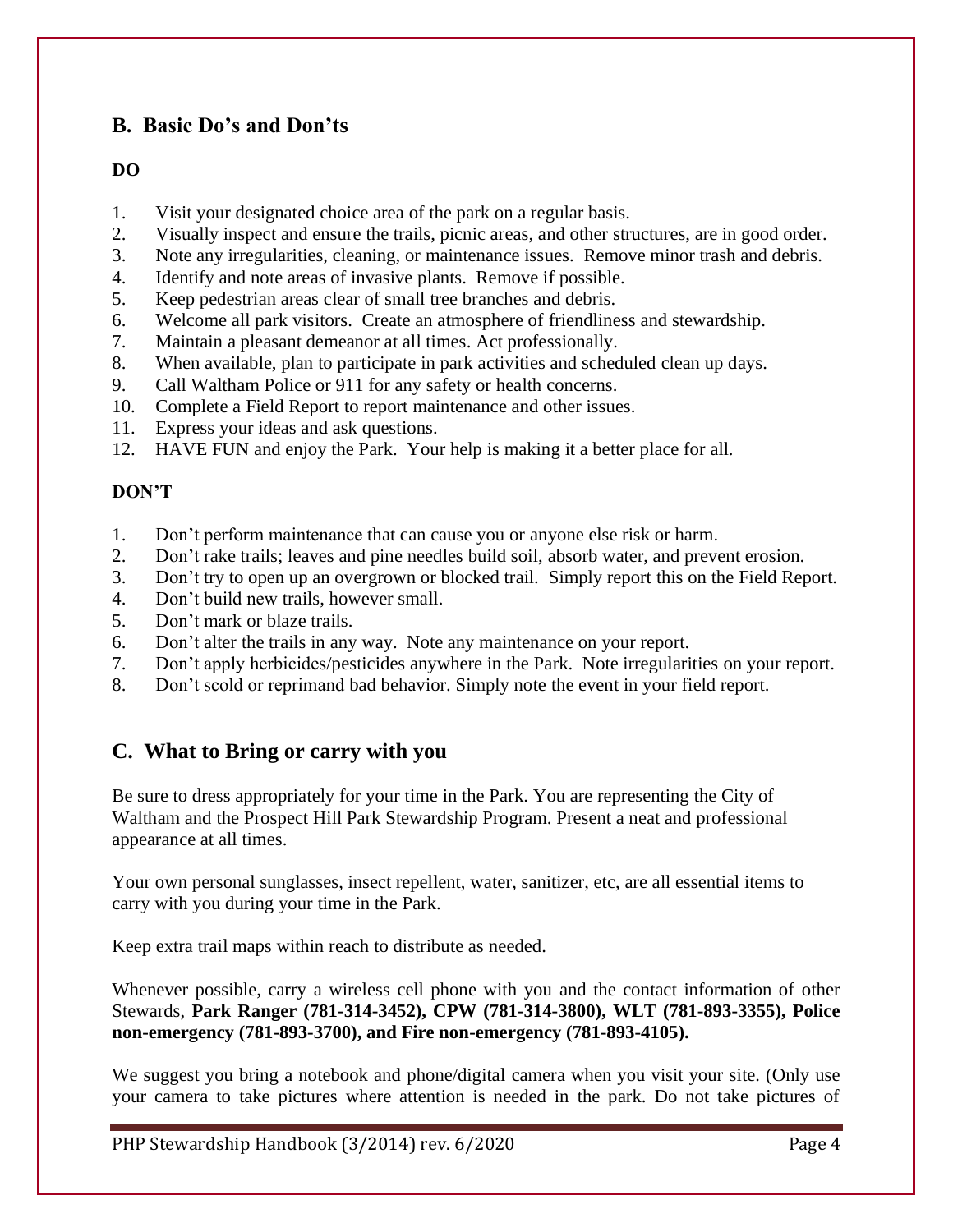## B. Basic Do's and Don'ts

**DO**

1. Visit your designated choice area of the park on a regular basis.
2. Visually inspect and ensure the trails, picnic areas, and other structures, are in good order.
3. Note any irregularities, cleaning, or maintenance issues. Remove minor trash and debris.
4. Identify and note areas of invasive plants. Remove if possible.
5. Keep pedestrian areas clear of small tree branches and debris.
6. Welcome all park visitors. Create an atmosphere of friendliness and stewardship.
7. Maintain a pleasant demeanor at all times. Act professionally.
8. When available, plan to participate in park activities and scheduled clean up days.
9. Call Waltham Police or 911 for any safety or health concerns.
10. Complete a Field Report to report maintenance and other issues.
11. Express your ideas and ask questions.
12. HAVE FUN and enjoy the Park. Your help is making it a better place for all.

**DON'T**

1. Don't perform maintenance that can cause you or anyone else risk or harm.
2. Don't rake trails; leaves and pine needles build soil, absorb water, and prevent erosion.
3. Don't try to open up an overgrown or blocked trail. Simply report this on the Field Report.
4. Don't build new trails, however small.
5. Don't mark or blaze trails.
6. Don't alter the trails in any way. Note any maintenance on your report.
7. Don't apply herbicides/pesticides anywhere in the Park. Note irregularities on your report.
8. Don't scold or reprimand bad behavior. Simply note the event in your field report.

## C. What to Bring or carry with you

Be sure to dress appropriately for your time in the Park. You are representing the City of Waltham and the Prospect Hill Park Stewardship Program. Present a neat and professional appearance at all times.

Your own personal sunglasses, insect repellent, water, sanitizer, etc, are all essential items to carry with you during your time in the Park.

Keep extra trail maps within reach to distribute as needed.

Whenever possible, carry a wireless cell phone with you and the contact information of other Stewards, **Park Ranger (781-314-3452), CPW (781-314-3800), WLT (781-893-3355), Police non-emergency (781-893-3700), and Fire non-emergency (781-893-4105).**

We suggest you bring a notebook and phone/digital camera when you visit your site. (Only use your camera to take pictures where attention is needed in the park. Do not take pictures of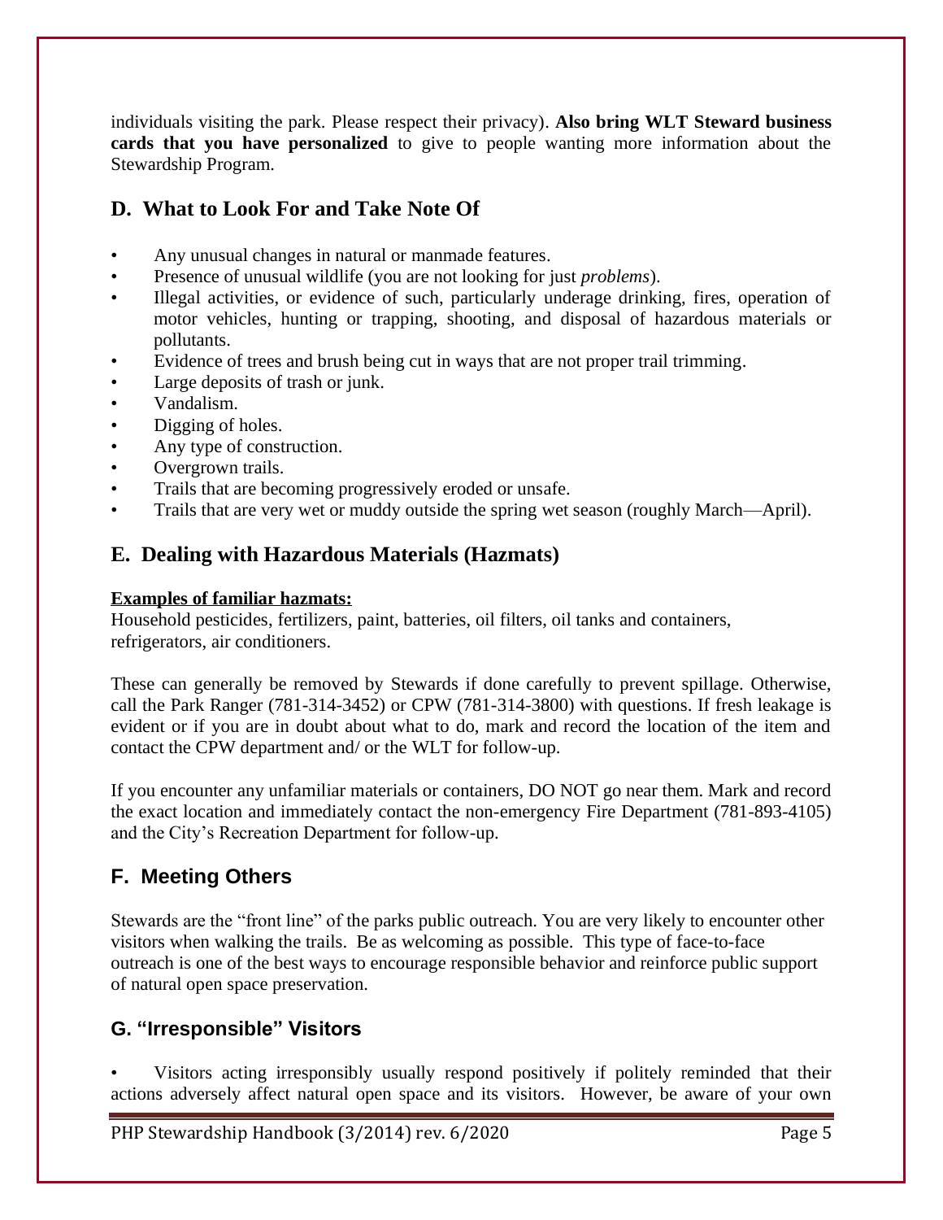individuals visiting the park. Please respect their privacy). **Also bring WLT Steward business cards that you have personalized** to give to people wanting more information about the Stewardship Program.

## D. What to Look For and Take Note Of

- Any unusual changes in natural or manmade features.
- Presence of unusual wildlife (you are not looking for just *problems*).
- Illegal activities, or evidence of such, particularly underage drinking, fires, operation of motor vehicles, hunting or trapping, shooting, and disposal of hazardous materials or pollutants.
- Evidence of trees and brush being cut in ways that are not proper trail trimming.
- Large deposits of trash or junk.
- Vandalism.
- Digging of holes.
- Any type of construction.
- Overgrown trails.
- Trails that are becoming progressively eroded or unsafe.
- Trails that are very wet or muddy outside the spring wet season (roughly March—April).

## E. Dealing with Hazardous Materials (Hazmats)

**Examples of familiar hazmats:**
Household pesticides, fertilizers, paint, batteries, oil filters, oil tanks and containers, refrigerators, air conditioners.

These can generally be removed by Stewards if done carefully to prevent spillage. Otherwise, call the Park Ranger (781-314-3452) or CPW (781-314-3800) with questions. If fresh leakage is evident or if you are in doubt about what to do, mark and record the location of the item and contact the CPW department and/ or the WLT for follow-up.

If you encounter any unfamiliar materials or containers, DO NOT go near them. Mark and record the exact location and immediately contact the non-emergency Fire Department (781-893-4105) and the City's Recreation Department for follow-up.

## F. Meeting Others

Stewards are the "front line" of the parks public outreach. You are very likely to encounter other visitors when walking the trails. Be as welcoming as possible. This type of face-to-face outreach is one of the best ways to encourage responsible behavior and reinforce public support of natural open space preservation.

## G. "Irresponsible" Visitors

- Visitors acting irresponsibly usually respond positively if politely reminded that their actions adversely affect natural open space and its visitors. However, be aware of your own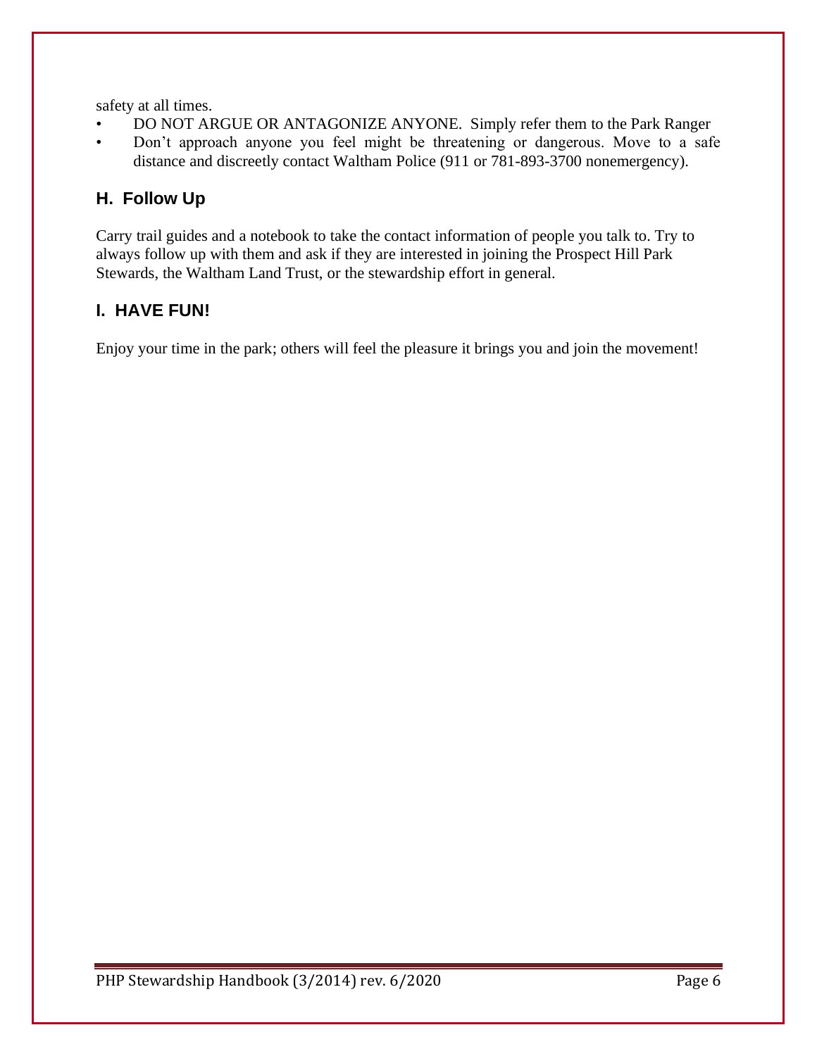safety at all times.

- DO NOT ARGUE OR ANTAGONIZE ANYONE. Simply refer them to the Park Ranger
- Don't approach anyone you feel might be threatening or dangerous. Move to a safe distance and discreetly contact Waltham Police (911 or 781-893-3700 nonemergency).

## H. Follow Up

Carry trail guides and a notebook to take the contact information of people you talk to. Try to always follow up with them and ask if they are interested in joining the Prospect Hill Park Stewards, the Waltham Land Trust, or the stewardship effort in general.

## I. HAVE FUN!

Enjoy your time in the park; others will feel the pleasure it brings you and join the movement!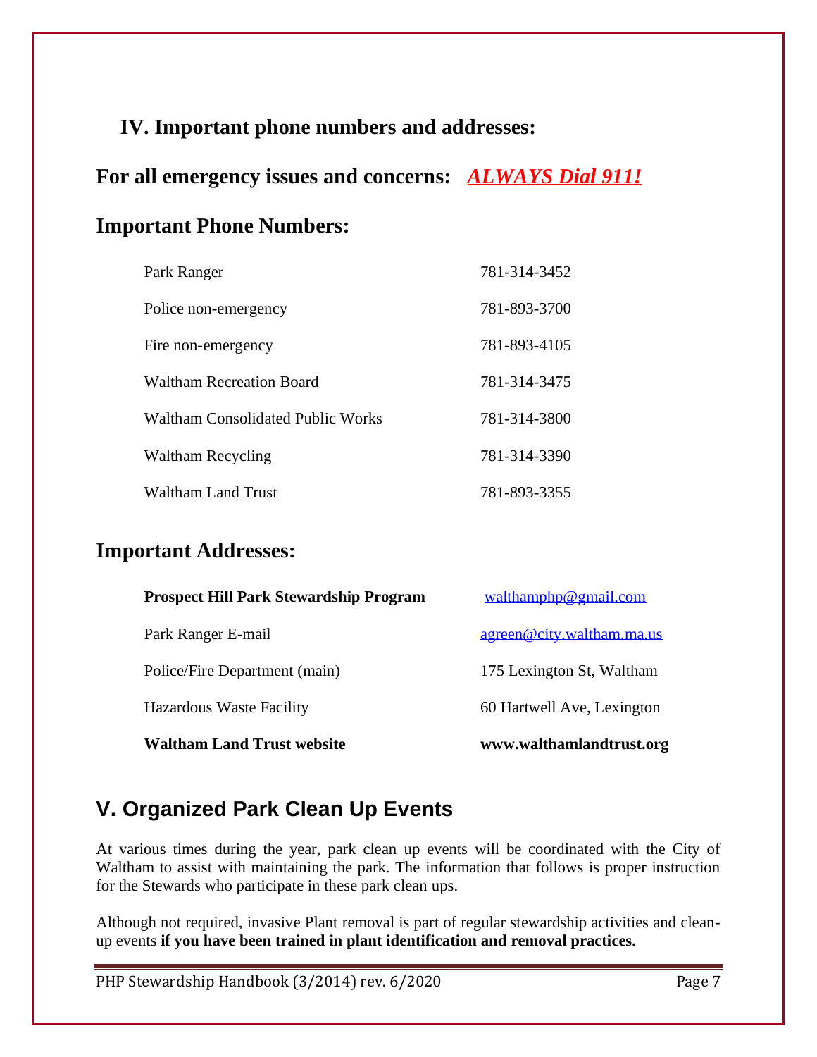## IV. Important phone numbers and addresses:

**For all emergency issues and concerns:** ***ALWAYS Dial 911!***

### Important Phone Numbers:

| | |
|---|---|
| Park Ranger | 781-314-3452 |
| Police non-emergency | 781-893-3700 |
| Fire non-emergency | 781-893-4105 |
| Waltham Recreation Board | 781-314-3475 |
| Waltham Consolidated Public Works | 781-314-3800 |
| Waltham Recycling | 781-314-3390 |
| Waltham Land Trust | 781-893-3355 |

### Important Addresses:

| | |
|---|---|
| **Prospect Hill Park Stewardship Program** | walthamphp@gmail.com |
| Park Ranger E-mail | agreen@city.waltham.ma.us |
| Police/Fire Department (main) | 175 Lexington St, Waltham |
| Hazardous Waste Facility | 60 Hartwell Ave, Lexington |
| **Waltham Land Trust website** | **www.walthamlandtrust.org** |

## V. Organized Park Clean Up Events

At various times during the year, park clean up events will be coordinated with the City of Waltham to assist with maintaining the park. The information that follows is proper instruction for the Stewards who participate in these park clean ups.

Although not required, invasive Plant removal is part of regular stewardship activities and clean-up events **if you have been trained in plant identification and removal practices.**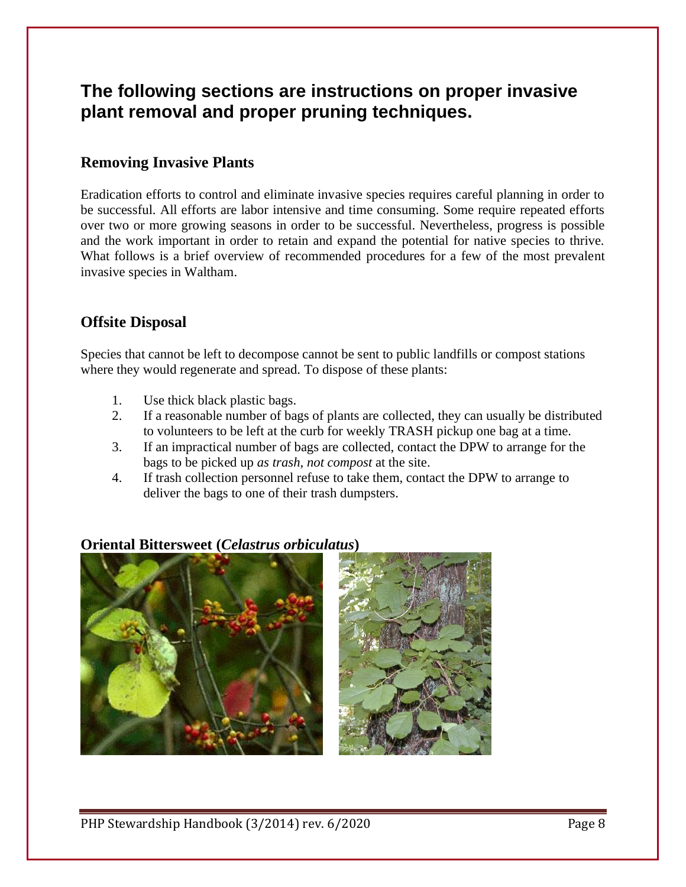# The following sections are instructions on proper invasive plant removal and proper pruning techniques.

## Removing Invasive Plants

Eradication efforts to control and eliminate invasive species requires careful planning in order to be successful. All efforts are labor intensive and time consuming. Some require repeated efforts over two or more growing seasons in order to be successful. Nevertheless, progress is possible and the work important in order to retain and expand the potential for native species to thrive. What follows is a brief overview of recommended procedures for a few of the most prevalent invasive species in Waltham.

## Offsite Disposal

Species that cannot be left to decompose cannot be sent to public landfills or compost stations where they would regenerate and spread. To dispose of these plants:

1. Use thick black plastic bags.
2. If a reasonable number of bags of plants are collected, they can usually be distributed to volunteers to be left at the curb for weekly TRASH pickup one bag at a time.
3. If an impractical number of bags are collected, contact the DPW to arrange for the bags to be picked up *as trash, not compost* at the site.
4. If trash collection personnel refuse to take them, contact the DPW to arrange to deliver the bags to one of their trash dumpsters.

## Oriental Bittersweet (*Celastrus orbiculatus*)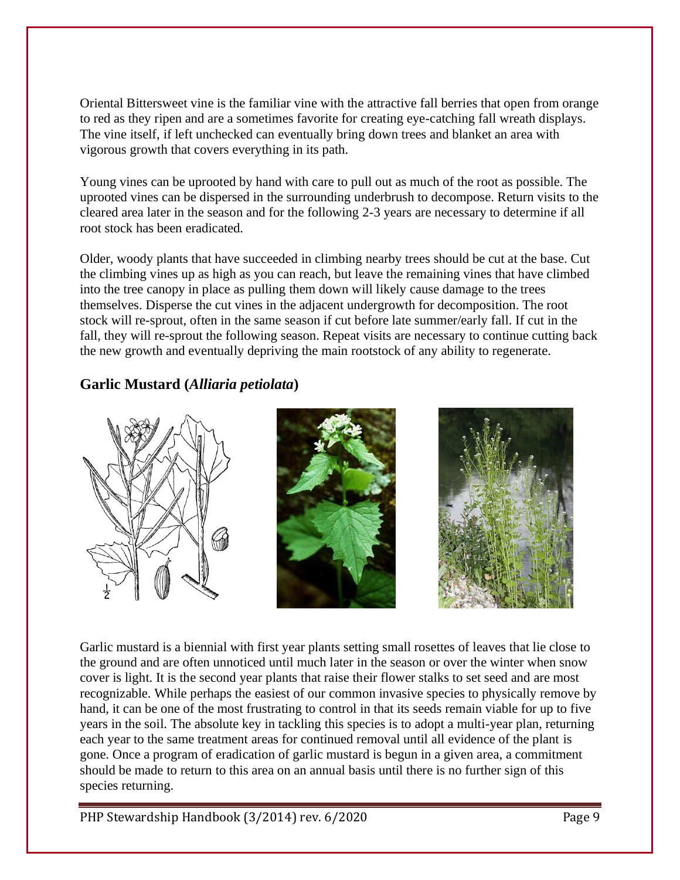Oriental Bittersweet vine is the familiar vine with the attractive fall berries that open from orange to red as they ripen and are a sometimes favorite for creating eye-catching fall wreath displays. The vine itself, if left unchecked can eventually bring down trees and blanket an area with vigorous growth that covers everything in its path.

Young vines can be uprooted by hand with care to pull out as much of the root as possible. The uprooted vines can be dispersed in the surrounding underbrush to decompose. Return visits to the cleared area later in the season and for the following 2-3 years are necessary to determine if all root stock has been eradicated.

Older, woody plants that have succeeded in climbing nearby trees should be cut at the base. Cut the climbing vines up as high as you can reach, but leave the remaining vines that have climbed into the tree canopy in place as pulling them down will likely cause damage to the trees themselves. Disperse the cut vines in the adjacent undergrowth for decomposition. The root stock will re-sprout, often in the same season if cut before late summer/early fall. If cut in the fall, they will re-sprout the following season. Repeat visits are necessary to continue cutting back the new growth and eventually depriving the main rootstock of any ability to regenerate.

## Garlic Mustard (*Alliaria petiolata*)

Garlic mustard is a biennial with first year plants setting small rosettes of leaves that lie close to the ground and are often unnoticed until much later in the season or over the winter when snow cover is light. It is the second year plants that raise their flower stalks to set seed and are most recognizable. While perhaps the easiest of our common invasive species to physically remove by hand, it can be one of the most frustrating to control in that its seeds remain viable for up to five years in the soil. The absolute key in tackling this species is to adopt a multi-year plan, returning each year to the same treatment areas for continued removal until all evidence of the plant is gone. Once a program of eradication of garlic mustard is begun in a given area, a commitment should be made to return to this area on an annual basis until there is no further sign of this species returning.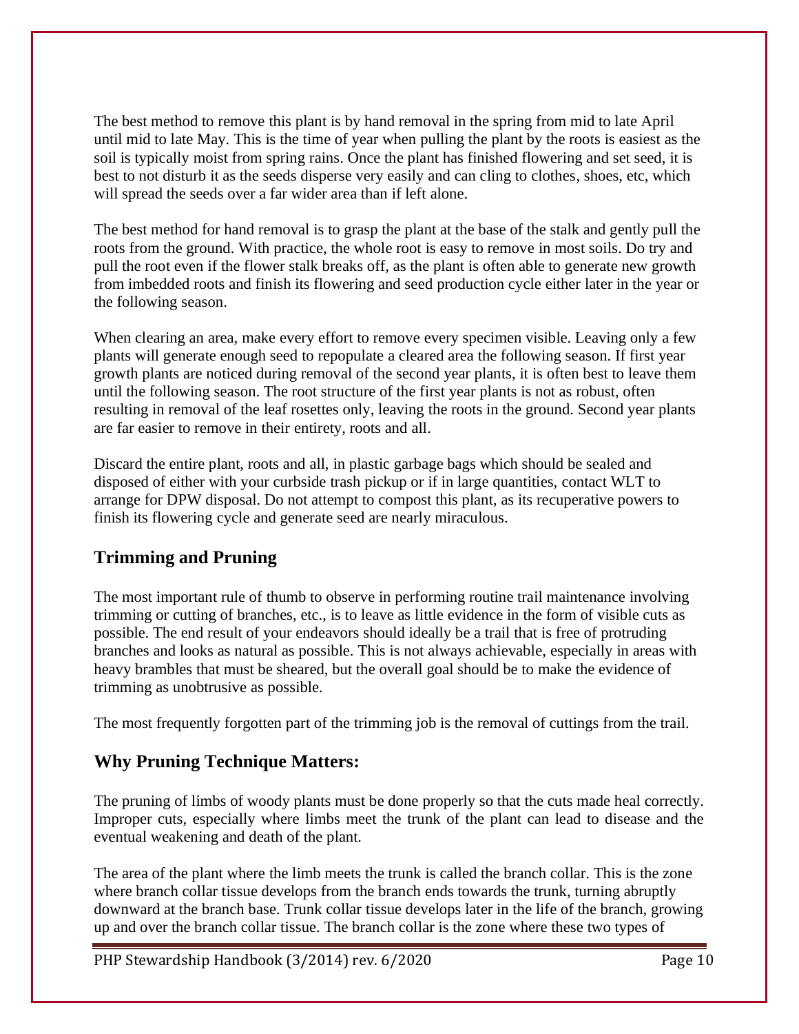The best method to remove this plant is by hand removal in the spring from mid to late April until mid to late May. This is the time of year when pulling the plant by the roots is easiest as the soil is typically moist from spring rains. Once the plant has finished flowering and set seed, it is best to not disturb it as the seeds disperse very easily and can cling to clothes, shoes, etc, which will spread the seeds over a far wider area than if left alone.

The best method for hand removal is to grasp the plant at the base of the stalk and gently pull the roots from the ground. With practice, the whole root is easy to remove in most soils. Do try and pull the root even if the flower stalk breaks off, as the plant is often able to generate new growth from imbedded roots and finish its flowering and seed production cycle either later in the year or the following season.

When clearing an area, make every effort to remove every specimen visible. Leaving only a few plants will generate enough seed to repopulate a cleared area the following season. If first year growth plants are noticed during removal of the second year plants, it is often best to leave them until the following season. The root structure of the first year plants is not as robust, often resulting in removal of the leaf rosettes only, leaving the roots in the ground. Second year plants are far easier to remove in their entirety, roots and all.

Discard the entire plant, roots and all, in plastic garbage bags which should be sealed and disposed of either with your curbside trash pickup or if in large quantities, contact WLT to arrange for DPW disposal. Do not attempt to compost this plant, as its recuperative powers to finish its flowering cycle and generate seed are nearly miraculous.

## Trimming and Pruning

The most important rule of thumb to observe in performing routine trail maintenance involving trimming or cutting of branches, etc., is to leave as little evidence in the form of visible cuts as possible. The end result of your endeavors should ideally be a trail that is free of protruding branches and looks as natural as possible. This is not always achievable, especially in areas with heavy brambles that must be sheared, but the overall goal should be to make the evidence of trimming as unobtrusive as possible.

The most frequently forgotten part of the trimming job is the removal of cuttings from the trail.

## Why Pruning Technique Matters:

The pruning of limbs of woody plants must be done properly so that the cuts made heal correctly. Improper cuts, especially where limbs meet the trunk of the plant can lead to disease and the eventual weakening and death of the plant.

The area of the plant where the limb meets the trunk is called the branch collar. This is the zone where branch collar tissue develops from the branch ends towards the trunk, turning abruptly downward at the branch base. Trunk collar tissue develops later in the life of the branch, growing up and over the branch collar tissue. The branch collar is the zone where these two types of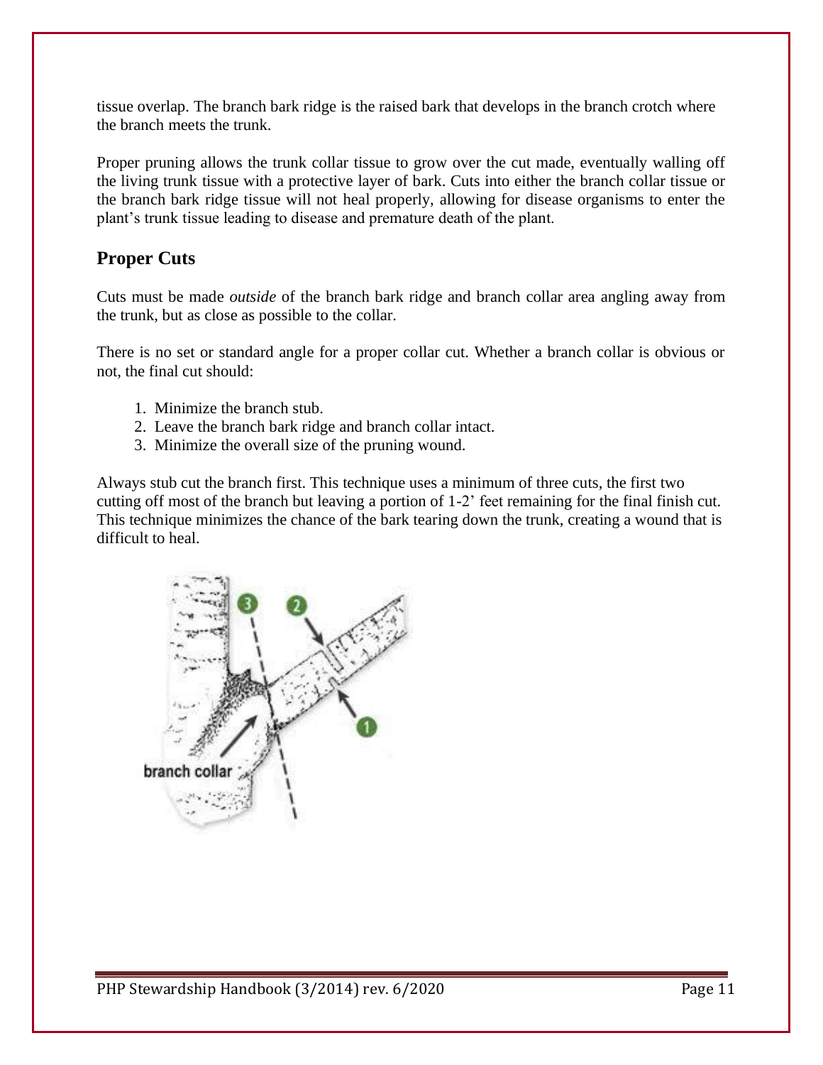tissue overlap. The branch bark ridge is the raised bark that develops in the branch crotch where the branch meets the trunk.

Proper pruning allows the trunk collar tissue to grow over the cut made, eventually walling off the living trunk tissue with a protective layer of bark. Cuts into either the branch collar tissue or the branch bark ridge tissue will not heal properly, allowing for disease organisms to enter the plant's trunk tissue leading to disease and premature death of the plant.

## Proper Cuts

Cuts must be made *outside* of the branch bark ridge and branch collar area angling away from the trunk, but as close as possible to the collar.

There is no set or standard angle for a proper collar cut. Whether a branch collar is obvious or not, the final cut should:

1. Minimize the branch stub.
2. Leave the branch bark ridge and branch collar intact.
3. Minimize the overall size of the pruning wound.

Always stub cut the branch first. This technique uses a minimum of three cuts, the first two cutting off most of the branch but leaving a portion of 1-2' feet remaining for the final finish cut. This technique minimizes the chance of the bark tearing down the trunk, creating a wound that is difficult to heal.

3
2
1
branch collar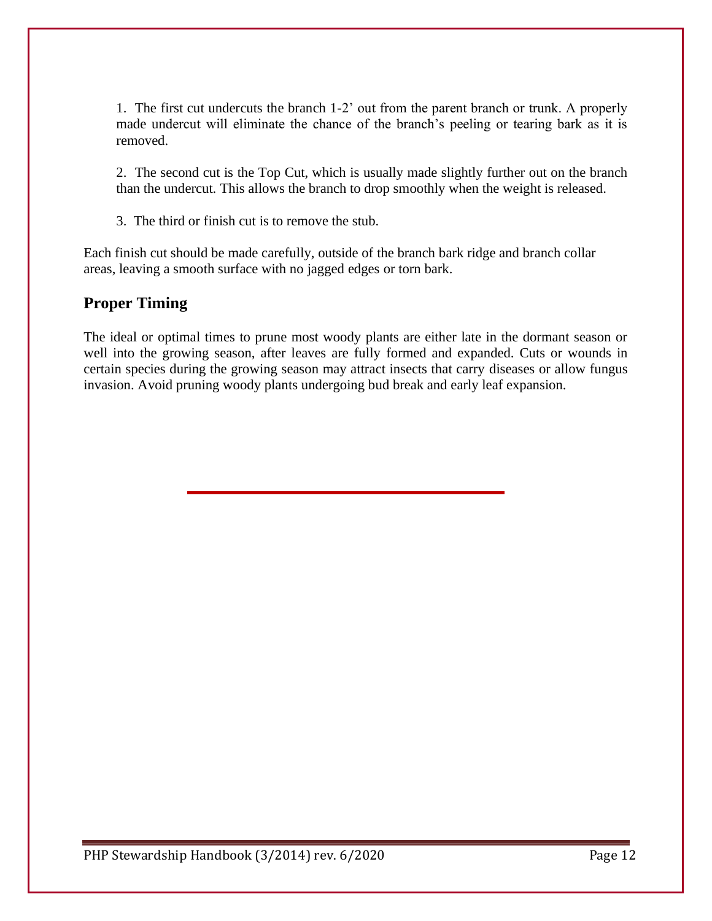1. The first cut undercuts the branch 1-2' out from the parent branch or trunk. A properly made undercut will eliminate the chance of the branch's peeling or tearing bark as it is removed.

2. The second cut is the Top Cut, which is usually made slightly further out on the branch than the undercut. This allows the branch to drop smoothly when the weight is released.

3. The third or finish cut is to remove the stub.

Each finish cut should be made carefully, outside of the branch bark ridge and branch collar areas, leaving a smooth surface with no jagged edges or torn bark.

## Proper Timing

The ideal or optimal times to prune most woody plants are either late in the dormant season or well into the growing season, after leaves are fully formed and expanded. Cuts or wounds in certain species during the growing season may attract insects that carry diseases or allow fungus invasion. Avoid pruning woody plants undergoing bud break and early leaf expansion.